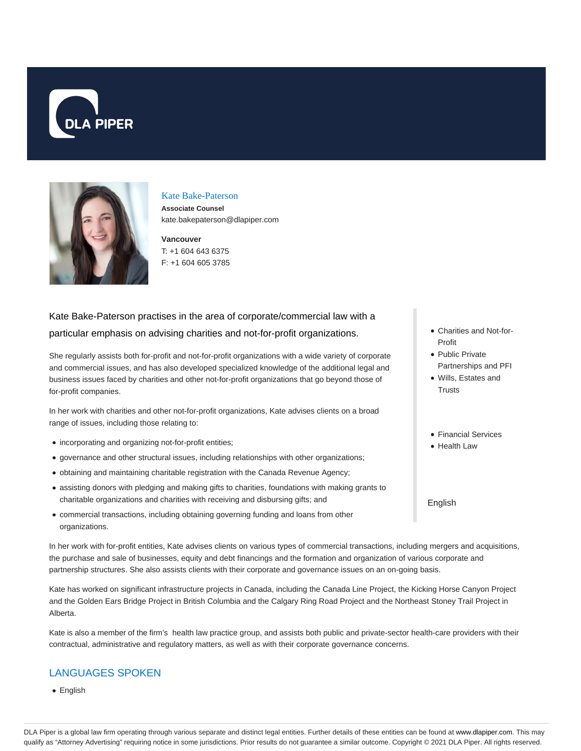# DLA PIPER

## Kate Bake-Paterson

**Associate Counsel**

kate.bakepaterson@dlapiper.com

**Vancouver**

T: +1 604 643 6375

F: +1 604 605 3785

Kate Bake-Paterson practises in the area of corporate/commercial law with a particular emphasis on advising charities and not-for-profit organizations.

She regularly assists both for-profit and not-for-profit organizations with a wide variety of corporate and commercial issues, and has also developed specialized knowledge of the additional legal and business issues faced by charities and other not-for-profit organizations that go beyond those of for-profit companies.

In her work with charities and other not-for-profit organizations, Kate advises clients on a broad range of issues, including those relating to:

- incorporating and organizing not-for-profit entities;
- governance and other structural issues, including relationships with other organizations;
- obtaining and maintaining charitable registration with the Canada Revenue Agency;
- assisting donors with pledging and making gifts to charities, foundations with making grants to charitable organizations and charities with receiving and disbursing gifts; and
- commercial transactions, including obtaining governing funding and loans from other organizations.

- Charities and Not-for-Profit
- Public Private Partnerships and PFI
- Wills, Estates and Trusts

- Financial Services
- Health Law

English

In her work with for-profit entities, Kate advises clients on various types of commercial transactions, including mergers and acquisitions, the purchase and sale of businesses, equity and debt financings and the formation and organization of various corporate and partnership structures. She also assists clients with their corporate and governance issues on an on-going basis.

Kate has worked on significant infrastructure projects in Canada, including the Canada Line Project, the Kicking Horse Canyon Project and the Golden Ears Bridge Project in British Columbia and the Calgary Ring Road Project and the Northeast Stoney Trail Project in Alberta.

Kate is also a member of the firm's health law practice group, and assists both public and private-sector health-care providers with their contractual, administrative and regulatory matters, as well as with their corporate governance concerns.

## LANGUAGES SPOKEN

- English

DLA Piper is a global law firm operating through various separate and distinct legal entities. Further details of these entities can be found at www.dlapiper.com. This may qualify as "Attorney Advertising" requiring notice in some jurisdictions. Prior results do not guarantee a similar outcome. Copyright © 2021 DLA Piper. All rights reserved.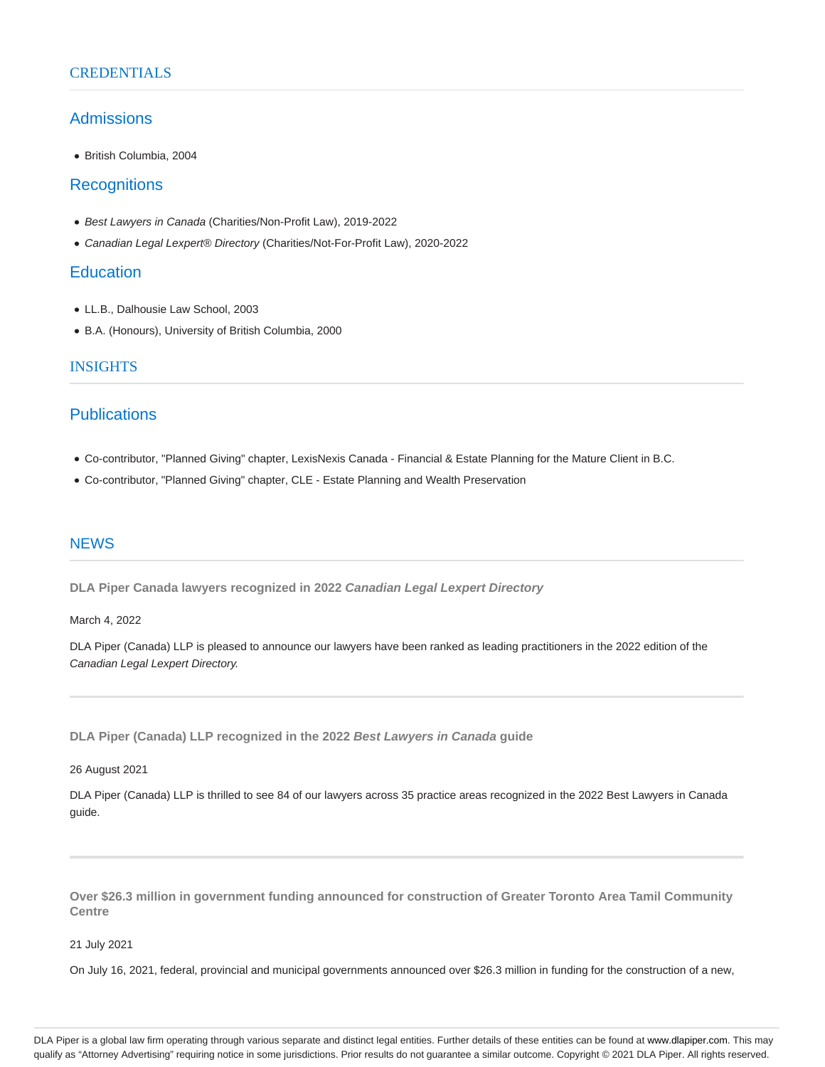## CREDENTIALS

### Admissions

- British Columbia, 2004

### Recognitions

- *Best Lawyers in Canada* (Charities/Non-Profit Law), 2019-2022
- *Canadian Legal Lexpert® Directory* (Charities/Not-For-Profit Law), 2020-2022

### Education

- LL.B., Dalhousie Law School, 2003
- B.A. (Honours), University of British Columbia, 2000

## INSIGHTS

### Publications

- Co-contributor, "Planned Giving" chapter, LexisNexis Canada - Financial & Estate Planning for the Mature Client in B.C.
- Co-contributor, "Planned Giving" chapter, CLE - Estate Planning and Wealth Preservation

## NEWS

**DLA Piper Canada lawyers recognized in 2022 *Canadian Legal Lexpert Directory***

March 4, 2022

DLA Piper (Canada) LLP is pleased to announce our lawyers have been ranked as leading practitioners in the 2022 edition of the *Canadian Legal Lexpert Directory.*

---

**DLA Piper (Canada) LLP recognized in the 2022 *Best Lawyers in Canada* guide**

26 August 2021

DLA Piper (Canada) LLP is thrilled to see 84 of our lawyers across 35 practice areas recognized in the 2022 Best Lawyers in Canada guide.

---

**Over $26.3 million in government funding announced for construction of Greater Toronto Area Tamil Community Centre**

21 July 2021

On July 16, 2021, federal, provincial and municipal governments announced over $26.3 million in funding for the construction of a new,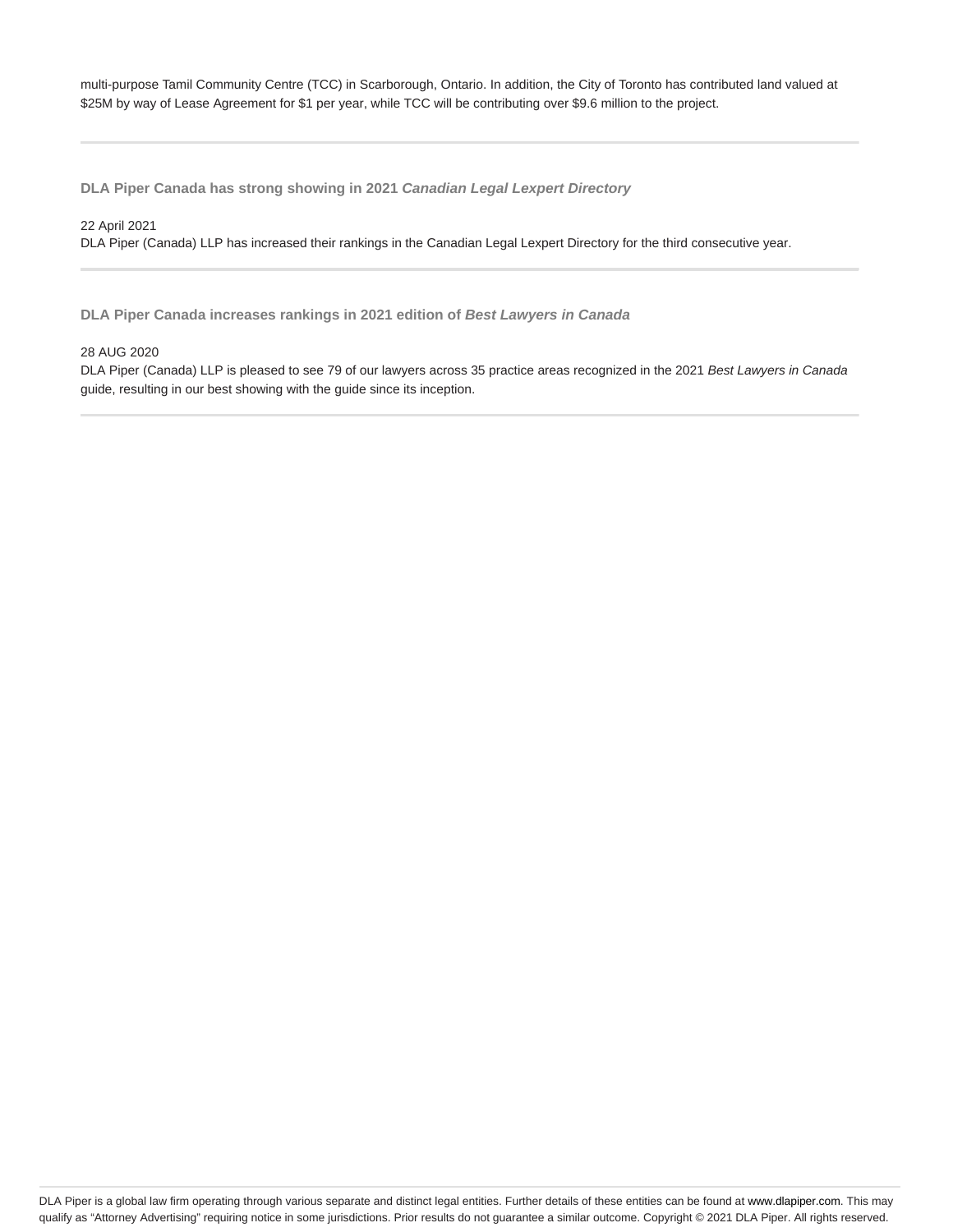multi-purpose Tamil Community Centre (TCC) in Scarborough, Ontario. In addition, the City of Toronto has contributed land valued at $25M by way of Lease Agreement for $1 per year, while TCC will be contributing over $9.6 million to the project.

---

### DLA Piper Canada has strong showing in 2021 *Canadian Legal Lexpert Directory*

22 April 2021

DLA Piper (Canada) LLP has increased their rankings in the Canadian Legal Lexpert Directory for the third consecutive year.

---

### DLA Piper Canada increases rankings in 2021 edition of *Best Lawyers in Canada*

28 AUG 2020

DLA Piper (Canada) LLP is pleased to see 79 of our lawyers across 35 practice areas recognized in the 2021 *Best Lawyers in Canada* guide, resulting in our best showing with the guide since its inception.

---

DLA Piper is a global law firm operating through various separate and distinct legal entities. Further details of these entities can be found at www.dlapiper.com. This may qualify as "Attorney Advertising" requiring notice in some jurisdictions. Prior results do not guarantee a similar outcome. Copyright © 2021 DLA Piper. All rights reserved.